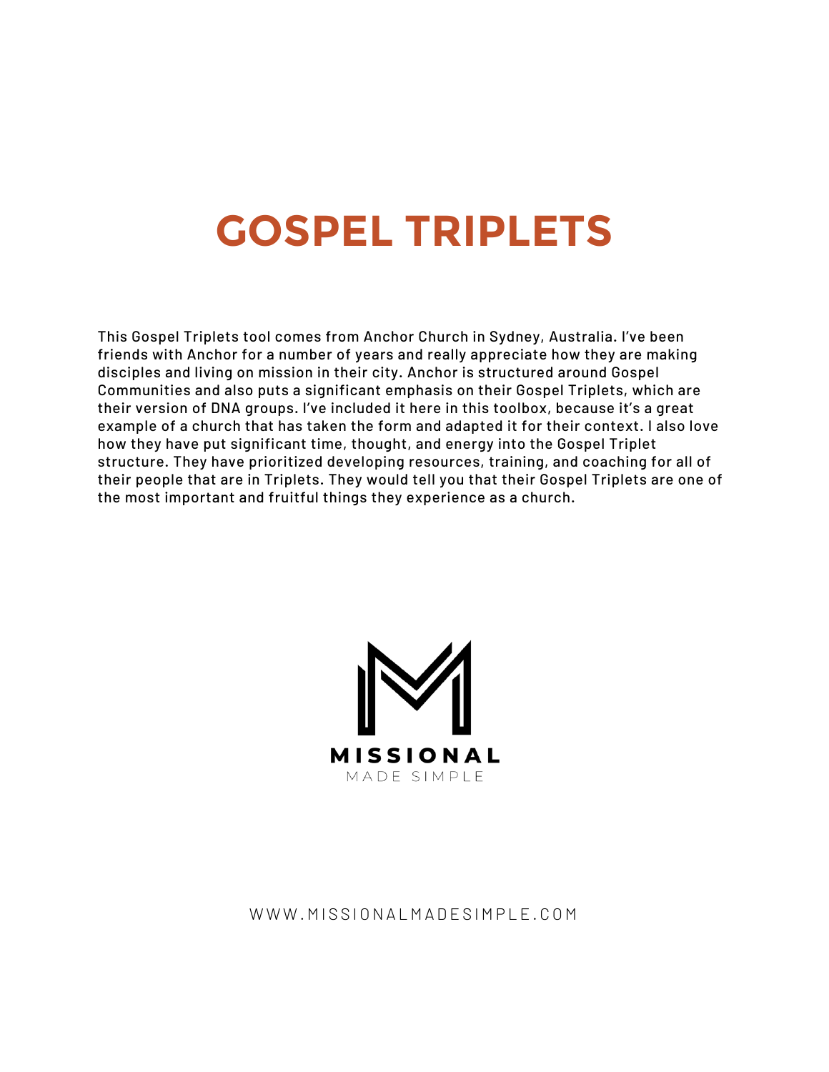# GOSPEL TRIPLETS

This Gospel Triplets tool comes from Anchor Church in Sydney, Australia. I've been friends with Anchor for a number of years and really appreciate how they are making disciples and living on mission in their city. Anchor is structured around Gospel Communities and also puts a significant emphasis on their Gospel Triplets, which are their version of DNA groups. I've included it here in this toolbox, because it's a great example of a church that has taken the form and adapted it for their context. I also love how they have put significant time, thought, and energy into the Gospel Triplet structure. They have prioritized developing resources, training, and coaching for all of their people that are in Triplets. They would tell you that their Gospel Triplets are one of the most important and fruitful things they experience as a church.

MISSIONAL

MADE SIMPLE

WWW.MISSIONALMADESIMPLE.COM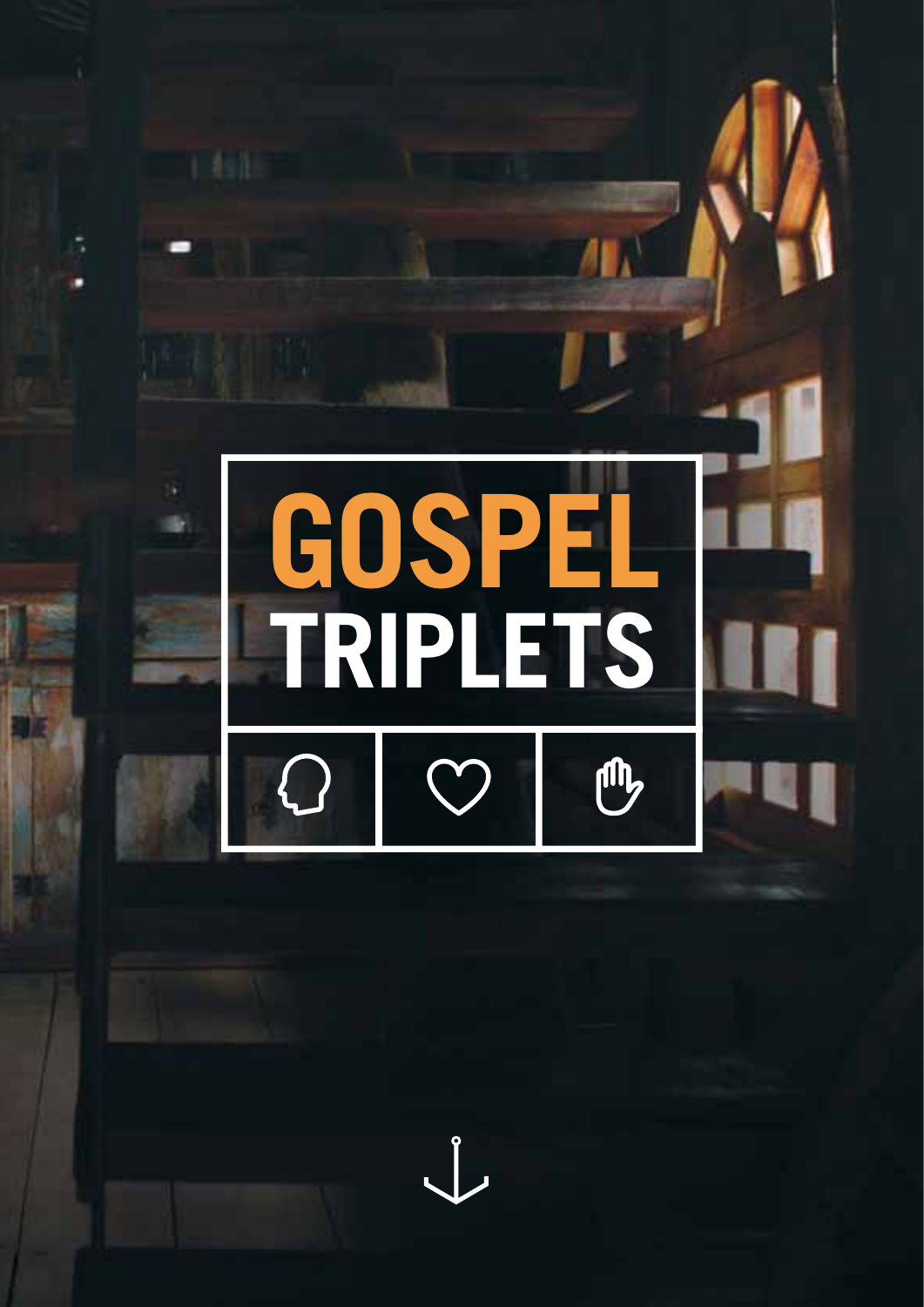# GOSPEL TRIPLETS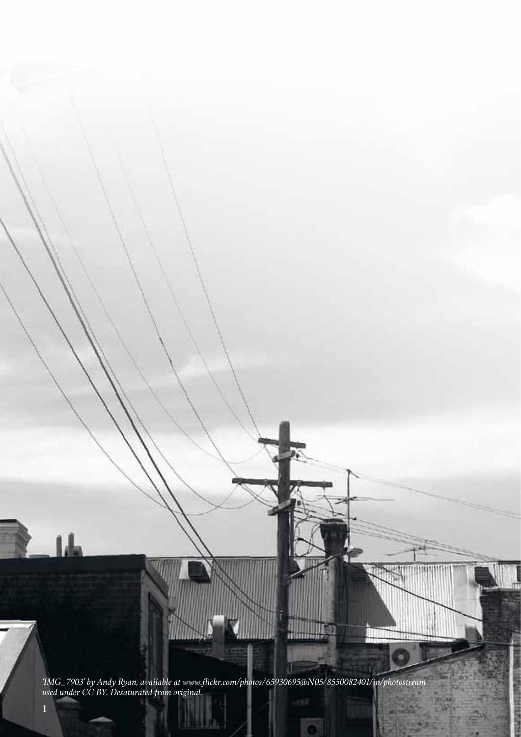*'IMG_7903' by Andy Ryan, available at www.flickr.com/photos/65930695@N05/8550082401/in/photostream used under CC BY. Desaturated from original.*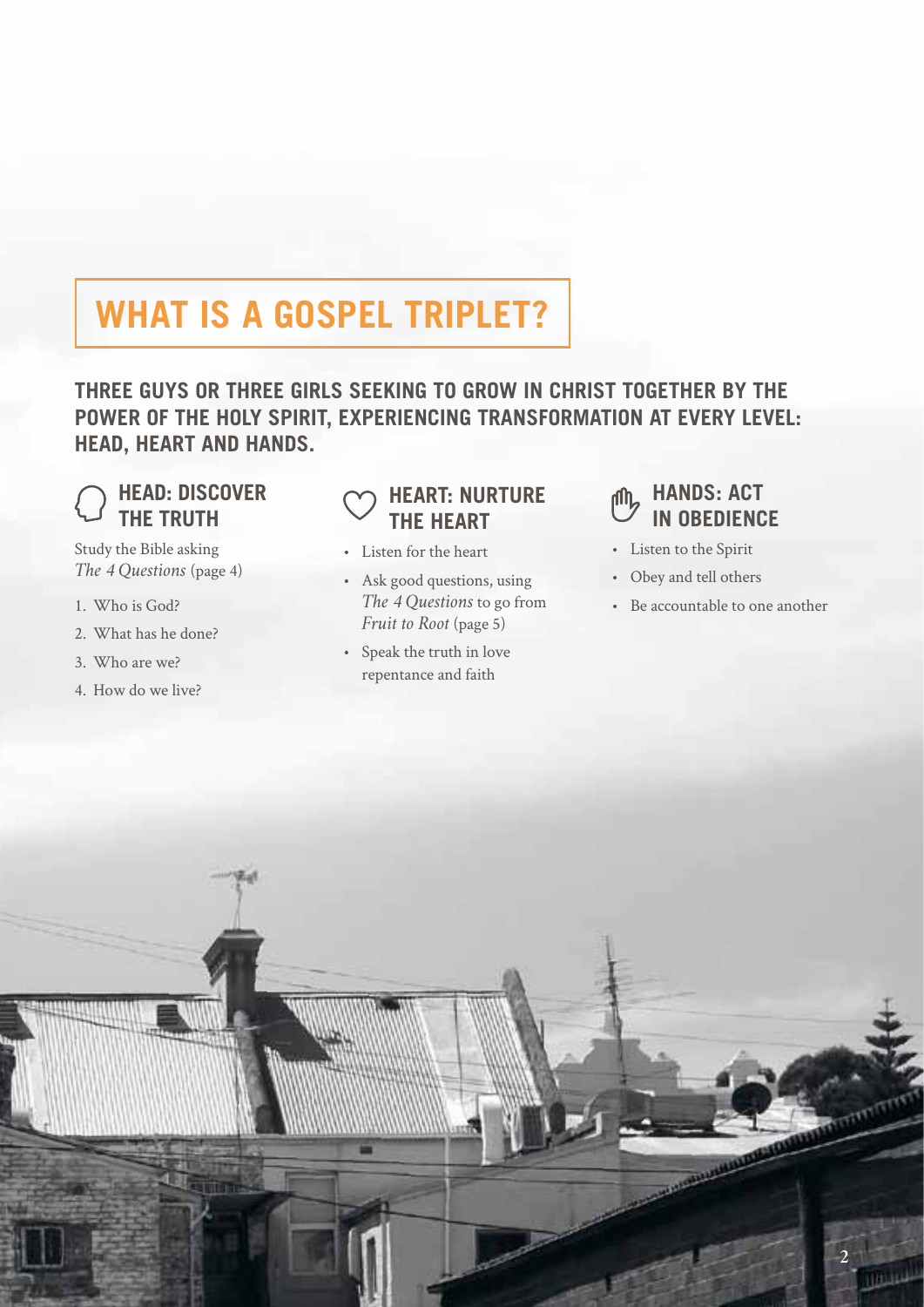# WHAT IS A GOSPEL TRIPLET?

**THREE GUYS OR THREE GIRLS SEEKING TO GROW IN CHRIST TOGETHER BY THE POWER OF THE HOLY SPIRIT, EXPERIENCING TRANSFORMATION AT EVERY LEVEL: HEAD, HEART AND HANDS.**

## HEAD: DISCOVER THE TRUTH

Study the Bible asking *The 4 Questions* (page 4)

1. Who is God?
2. What has he done?
3. Who are we?
4. How do we live?

## HEART: NURTURE THE HEART

- Listen for the heart
- Ask good questions, using *The 4 Questions* to go from *Fruit to Root* (page 5)
- Speak the truth in love repentance and faith

## HANDS: ACT IN OBEDIENCE

- Listen to the Spirit
- Obey and tell others
- Be accountable to one another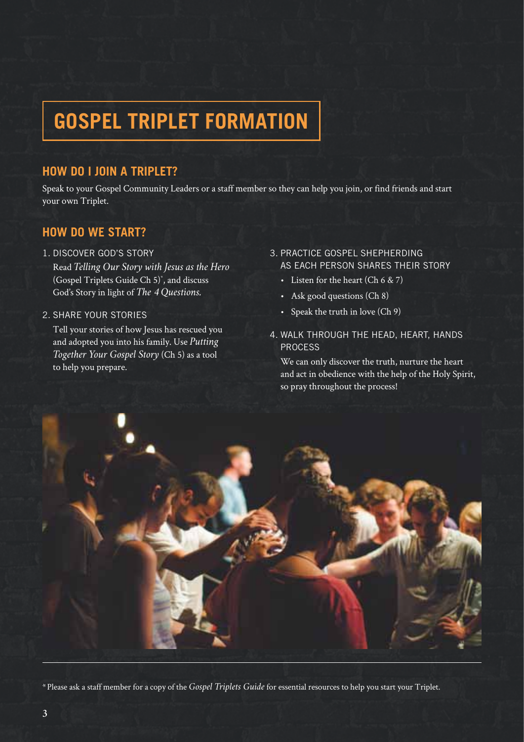# GOSPEL TRIPLET FORMATION

## HOW DO I JOIN A TRIPLET?

Speak to your Gospel Community Leaders or a staff member so they can help you join, or find friends and start your own Triplet.

## HOW DO WE START?

1. DISCOVER GOD'S STORY

   Read *Telling Our Story with Jesus as the Hero* (Gospel Triplets Guide Ch 5)*, and discuss God's Story in light of *The 4 Questions.*

2. SHARE YOUR STORIES

   Tell your stories of how Jesus has rescued you and adopted you into his family. Use *Putting Together Your Gospel Story* (Ch 5) as a tool to help you prepare.

3. PRACTICE GOSPEL SHEPHERDING AS EACH PERSON SHARES THEIR STORY

   - Listen for the heart (Ch 6 & 7)
   - Ask good questions (Ch 8)
   - Speak the truth in love (Ch 9)

4. WALK THROUGH THE HEAD, HEART, HANDS PROCESS

   We can only discover the truth, nurture the heart and act in obedience with the help of the Holy Spirit, so pray throughout the process!

---

* Please ask a staff member for a copy of the *Gospel Triplets Guide* for essential resources to help you start your Triplet.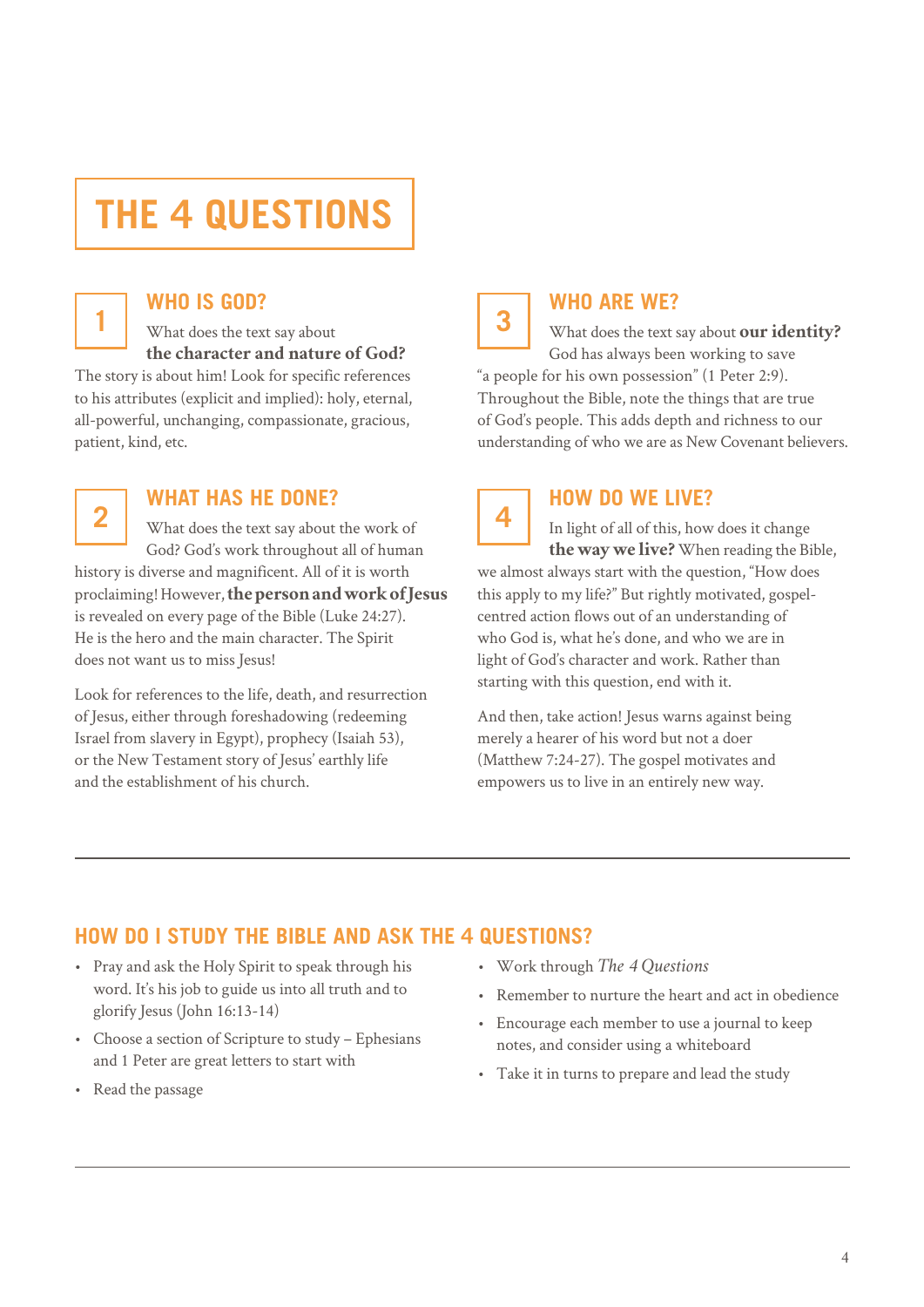# THE 4 QUESTIONS

## 1 WHO IS GOD?

What does the text say about **the character and nature of God?** The story is about him! Look for specific references to his attributes (explicit and implied): holy, eternal, all-powerful, unchanging, compassionate, gracious, patient, kind, etc.

## 2 WHAT HAS HE DONE?

What does the text say about the work of God? God's work throughout all of human history is diverse and magnificent. All of it is worth proclaiming! However, **the person and work of Jesus** is revealed on every page of the Bible (Luke 24:27). He is the hero and the main character. The Spirit does not want us to miss Jesus!

Look for references to the life, death, and resurrection of Jesus, either through foreshadowing (redeeming Israel from slavery in Egypt), prophecy (Isaiah 53), or the New Testament story of Jesus' earthly life and the establishment of his church.

## 3 WHO ARE WE?

What does the text say about **our identity?** God has always been working to save "a people for his own possession" (1 Peter 2:9). Throughout the Bible, note the things that are true of God's people. This adds depth and richness to our understanding of who we are as New Covenant believers.

## 4 HOW DO WE LIVE?

In light of all of this, how does it change **the way we live?** When reading the Bible, we almost always start with the question, "How does this apply to my life?" But rightly motivated, gospel-centred action flows out of an understanding of who God is, what he's done, and who we are in light of God's character and work. Rather than starting with this question, end with it.

And then, take action! Jesus warns against being merely a hearer of his word but not a doer (Matthew 7:24-27). The gospel motivates and empowers us to live in an entirely new way.

---

## HOW DO I STUDY THE BIBLE AND ASK THE 4 QUESTIONS?

- Pray and ask the Holy Spirit to speak through his word. It's his job to guide us into all truth and to glorify Jesus (John 16:13-14)
- Choose a section of Scripture to study – Ephesians and 1 Peter are great letters to start with
- Read the passage
- Work through *The 4 Questions*
- Remember to nurture the heart and act in obedience
- Encourage each member to use a journal to keep notes, and consider using a whiteboard
- Take it in turns to prepare and lead the study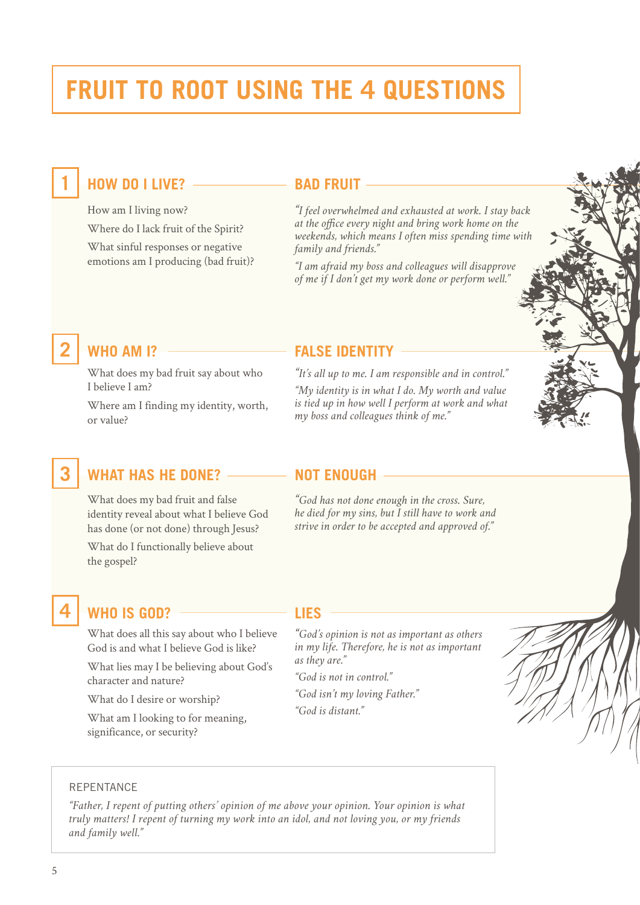# FRUIT TO ROOT USING THE 4 QUESTIONS

## 1 HOW DO I LIVE?

How am I living now?

Where do I lack fruit of the Spirit?

What sinful responses or negative emotions am I producing (bad fruit)?

### BAD FRUIT

*"I feel overwhelmed and exhausted at work. I stay back at the office every night and bring work home on the weekends, which means I often miss spending time with family and friends."*

*"I am afraid my boss and colleagues will disapprove of me if I don't get my work done or perform well."*

## 2 WHO AM I?

What does my bad fruit say about who I believe I am?

Where am I finding my identity, worth, or value?

### FALSE IDENTITY

*"It's all up to me. I am responsible and in control."*

*"My identity is in what I do. My worth and value is tied up in how well I perform at work and what my boss and colleagues think of me."*

## 3 WHAT HAS HE DONE?

What does my bad fruit and false identity reveal about what I believe God has done (or not done) through Jesus?

What do I functionally believe about the gospel?

### NOT ENOUGH

*"God has not done enough in the cross. Sure, he died for my sins, but I still have to work and strive in order to be accepted and approved of."*

## 4 WHO IS GOD?

What does all this say about who I believe God is and what I believe God is like?

What lies may I be believing about God's character and nature?

What do I desire or worship?

What am I looking to for meaning, significance, or security?

### LIES

*"God's opinion is not as important as others in my life. Therefore, he is not as important as they are."*

*"God is not in control."*

*"God isn't my loving Father."*

*"God is distant."*

---

REPENTANCE

*"Father, I repent of putting others' opinion of me above your opinion. Your opinion is what truly matters! I repent of turning my work into an idol, and not loving you, or my friends and family well."*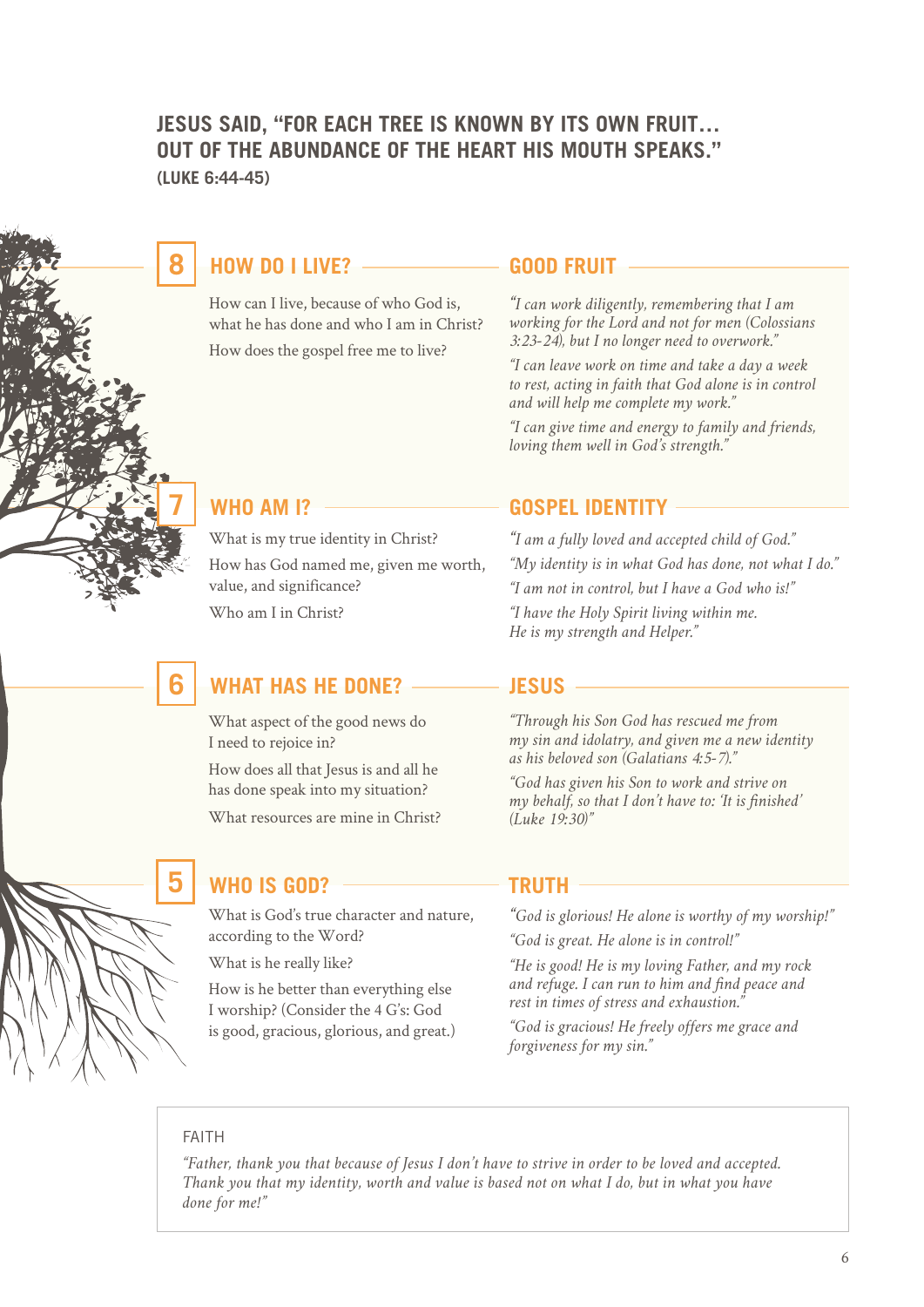## JESUS SAID, "FOR EACH TREE IS KNOWN BY ITS OWN FRUIT... OUT OF THE ABUNDANCE OF THE HEART HIS MOUTH SPEAKS."

**(LUKE 6:44-45)**

### 8 HOW DO I LIVE?

How can I live, because of who God is, what he has done and who I am in Christ?

How does the gospel free me to live?

### GOOD FRUIT

*"I can work diligently, remembering that I am working for the Lord and not for men (Colossians 3:23-24), but I no longer need to overwork."*

*"I can leave work on time and take a day a week to rest, acting in faith that God alone is in control and will help me complete my work."*

*"I can give time and energy to family and friends, loving them well in God's strength."*

### 7 WHO AM I?

What is my true identity in Christ?

How has God named me, given me worth, value, and significance?

Who am I in Christ?

### GOSPEL IDENTITY

*"I am a fully loved and accepted child of God."*

*"My identity is in what God has done, not what I do."*

*"I am not in control, but I have a God who is!"*

*"I have the Holy Spirit living within me. He is my strength and Helper."*

### 6 WHAT HAS HE DONE?

What aspect of the good news do I need to rejoice in?

How does all that Jesus is and all he has done speak into my situation?

What resources are mine in Christ?

### JESUS

*"Through his Son God has rescued me from my sin and idolatry, and given me a new identity as his beloved son (Galatians 4:5-7)."*

*"God has given his Son to work and strive on my behalf, so that I don't have to: 'It is finished' (Luke 19:30)"*

### 5 WHO IS GOD?

What is God's true character and nature, according to the Word?

What is he really like?

How is he better than everything else I worship? (Consider the 4 G's: God is good, gracious, glorious, and great.)

### TRUTH

*"God is glorious! He alone is worthy of my worship!"*

*"God is great. He alone is in control!"*

*"He is good! He is my loving Father, and my rock and refuge. I can run to him and find peace and rest in times of stress and exhaustion."*

*"God is gracious! He freely offers me grace and forgiveness for my sin."*

---

FAITH

*"Father, thank you that because of Jesus I don't have to strive in order to be loved and accepted. Thank you that my identity, worth and value is based not on what I do, but in what you have done for me!"*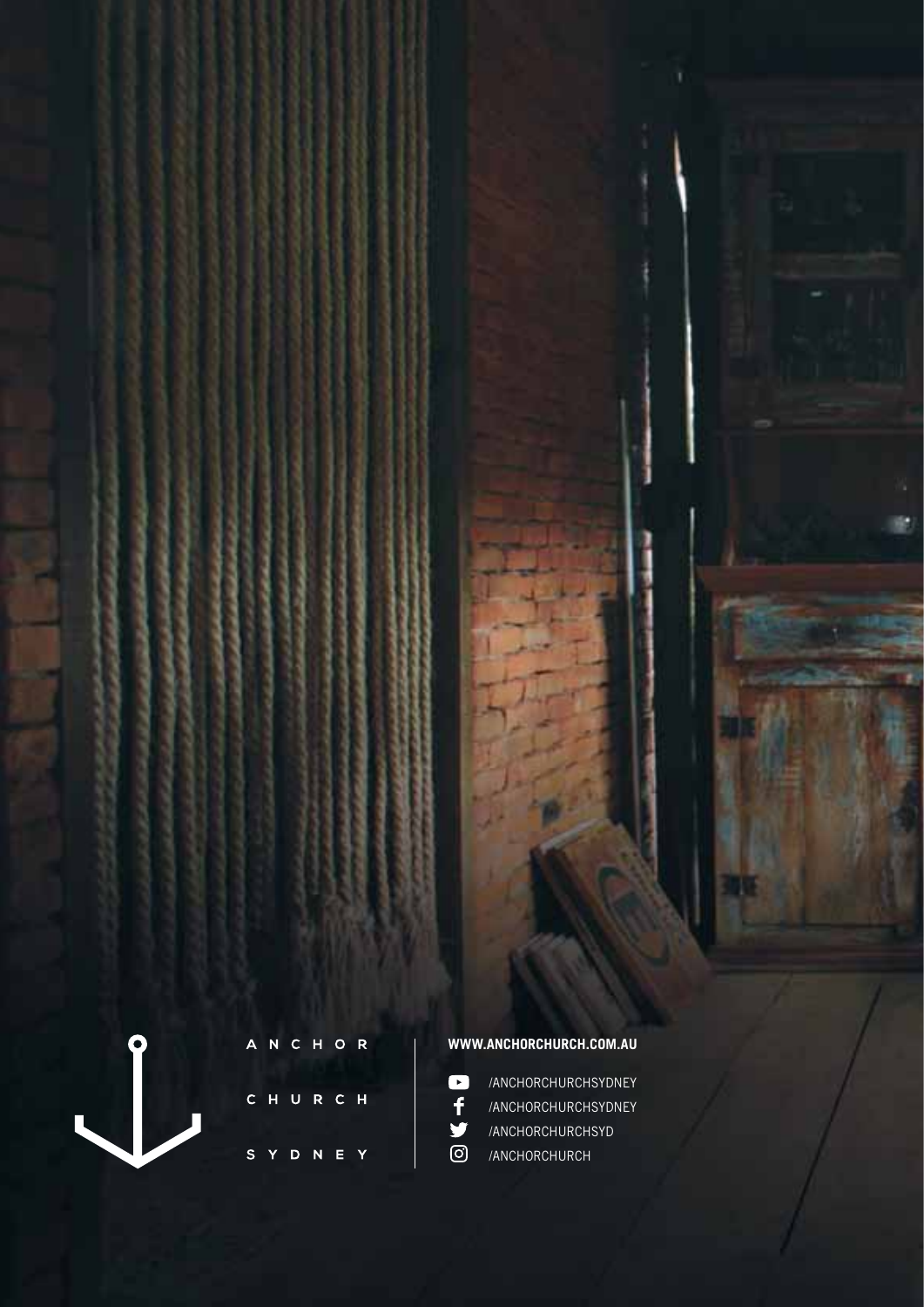ANCHOR

CHURCH

SYDNEY

**WWW.ANCHORCHURCH.COM.AU**

/ANCHORCHURCHSYDNEY

/ANCHORCHURCHSYDNEY

/ANCHORCHURCHSYD

/ANCHORCHURCH